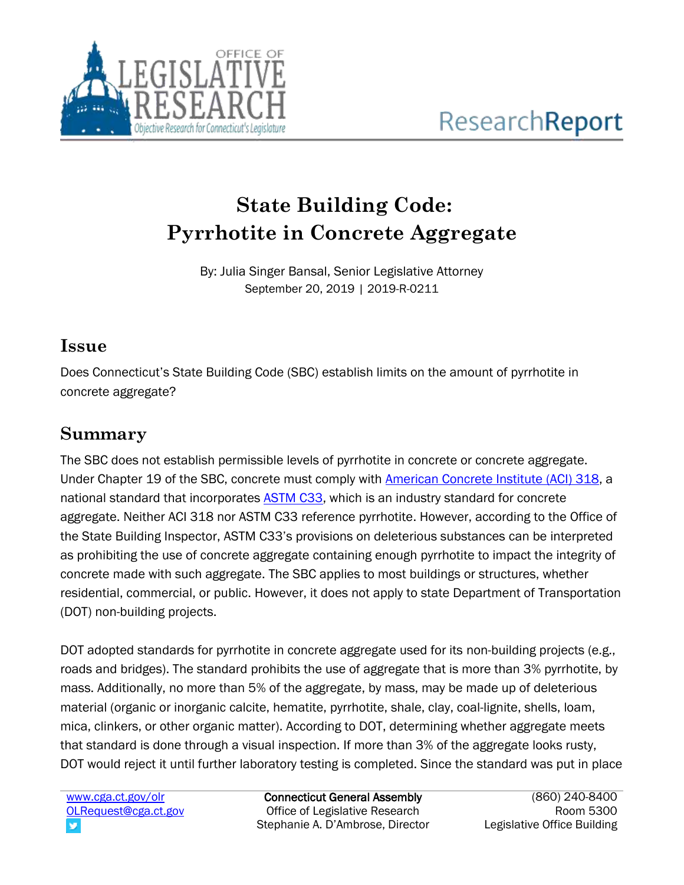# State Building Code: Pyrrhotite in Concrete Aggregate

By: Julia Singer Bansal, Senior Legislative Attorney
September 20, 2019 | 2019-R-0211

## Issue

Does Connecticut's State Building Code (SBC) establish limits on the amount of pyrrhotite in concrete aggregate?

## Summary

The SBC does not establish permissible levels of pyrrhotite in concrete or concrete aggregate. Under Chapter 19 of the SBC, concrete must comply with American Concrete Institute (ACI) 318, a national standard that incorporates ASTM C33, which is an industry standard for concrete aggregate. Neither ACI 318 nor ASTM C33 reference pyrrhotite. However, according to the Office of the State Building Inspector, ASTM C33's provisions on deleterious substances can be interpreted as prohibiting the use of concrete aggregate containing enough pyrrhotite to impact the integrity of concrete made with such aggregate. The SBC applies to most buildings or structures, whether residential, commercial, or public. However, it does not apply to state Department of Transportation (DOT) non-building projects.

DOT adopted standards for pyrrhotite in concrete aggregate used for its non-building projects (e.g., roads and bridges). The standard prohibits the use of aggregate that is more than 3% pyrrhotite, by mass. Additionally, no more than 5% of the aggregate, by mass, may be made up of deleterious material (organic or inorganic calcite, hematite, pyrrhotite, shale, clay, coal-lignite, shells, loam, mica, clinkers, or other organic matter). According to DOT, determining whether aggregate meets that standard is done through a visual inspection. If more than 3% of the aggregate looks rusty, DOT would reject it until further laboratory testing is completed. Since the standard was put in place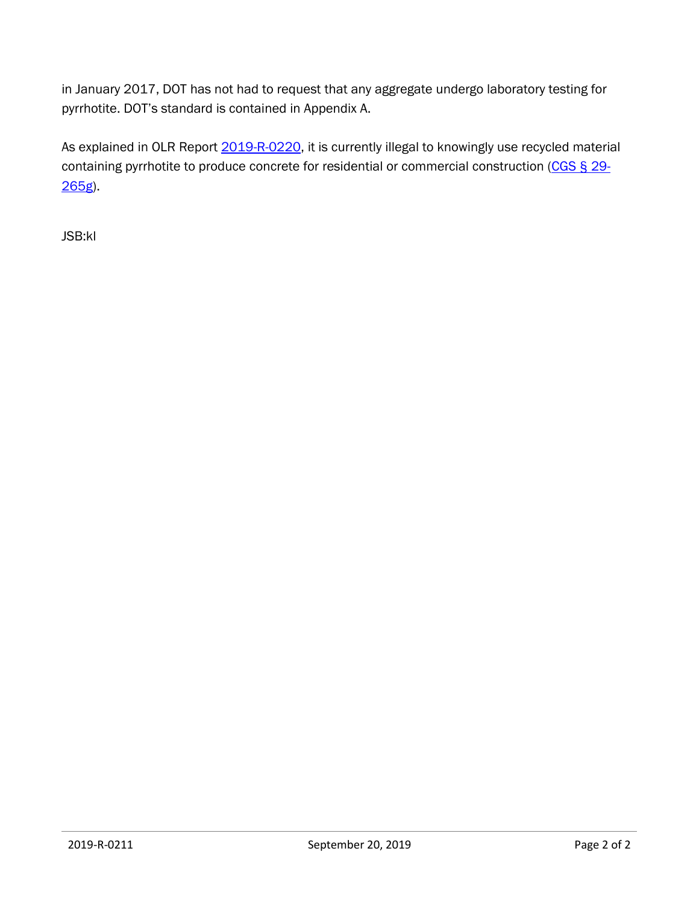in January 2017, DOT has not had to request that any aggregate undergo laboratory testing for pyrrhotite. DOT's standard is contained in Appendix A.

As explained in OLR Report [2019-R-0220](), it is currently illegal to knowingly use recycled material containing pyrrhotite to produce concrete for residential or commercial construction ([CGS § 29-265g]()).

JSB:kl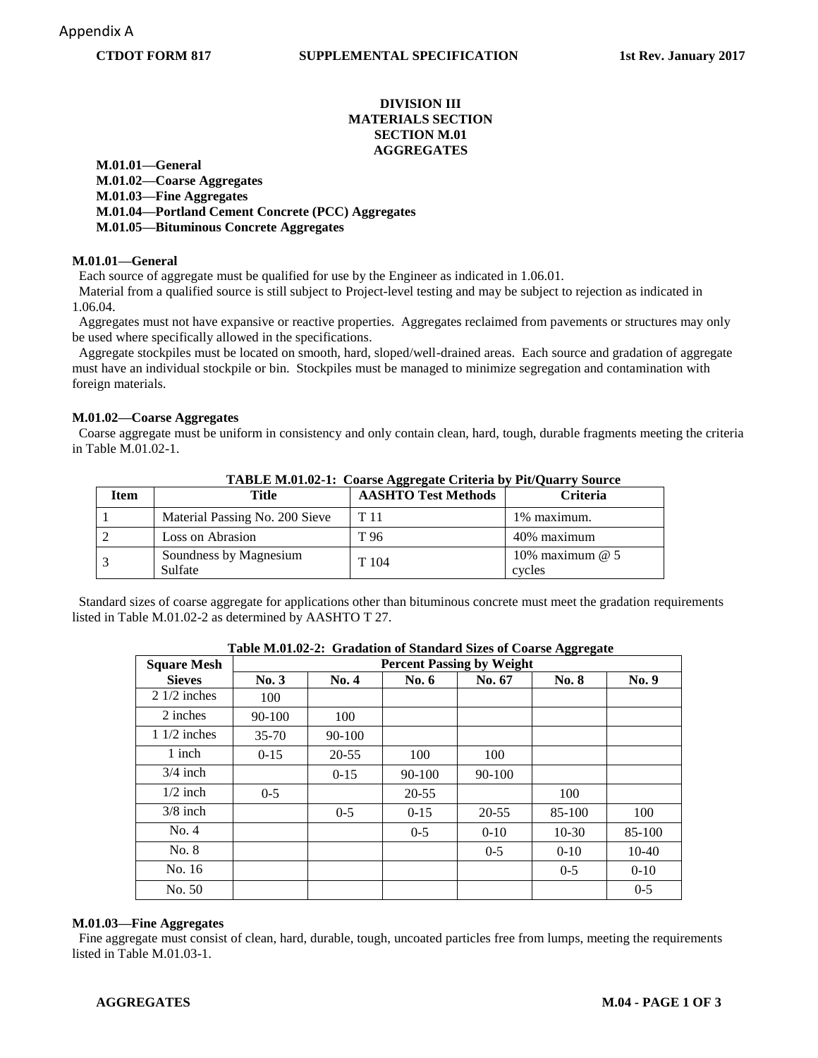Appendix A

**CTDOT FORM 817 SUPPLEMENTAL SPECIFICATION 1st Rev. January 2017**

# DIVISION III
# MATERIALS SECTION
# SECTION M.01
# AGGREGATES

**M.01.01—General**
**M.01.02—Coarse Aggregates**
**M.01.03—Fine Aggregates**
**M.01.04—Portland Cement Concrete (PCC) Aggregates**
**M.01.05—Bituminous Concrete Aggregates**

## M.01.01—General

Each source of aggregate must be qualified for use by the Engineer as indicated in 1.06.01.

Material from a qualified source is still subject to Project-level testing and may be subject to rejection as indicated in 1.06.04.

Aggregates must not have expansive or reactive properties. Aggregates reclaimed from pavements or structures may only be used where specifically allowed in the specifications.

Aggregate stockpiles must be located on smooth, hard, sloped/well-drained areas. Each source and gradation of aggregate must have an individual stockpile or bin. Stockpiles must be managed to minimize segregation and contamination with foreign materials.

## M.01.02—Coarse Aggregates

Coarse aggregate must be uniform in consistency and only contain clean, hard, tough, durable fragments meeting the criteria in Table M.01.02-1.

**TABLE M.01.02-1: Coarse Aggregate Criteria by Pit/Quarry Source**

| Item | Title | AASHTO Test Methods | Criteria |
|---|---|---|---|
| 1 | Material Passing No. 200 Sieve | T 11 | 1% maximum. |
| 2 | Loss on Abrasion | T 96 | 40% maximum |
| 3 | Soundness by Magnesium Sulfate | T 104 | 10% maximum @ 5 cycles |

Standard sizes of coarse aggregate for applications other than bituminous concrete must meet the gradation requirements listed in Table M.01.02-2 as determined by AASHTO T 27.

**Table M.01.02-2: Gradation of Standard Sizes of Coarse Aggregate**

| Square Mesh | Percent Passing by Weight | | | | | |
|---|---|---|---|---|---|---|
| Sieves | No. 3 | No. 4 | No. 6 | No. 67 | No. 8 | No. 9 |
| 2 1/2 inches | 100 | | | | | |
| 2 inches | 90-100 | 100 | | | | |
| 1 1/2 inches | 35-70 | 90-100 | | | | |
| 1 inch | 0-15 | 20-55 | 100 | 100 | | |
| 3/4 inch | | 0-15 | 90-100 | 90-100 | | |
| 1/2 inch | 0-5 | | 20-55 | | 100 | |
| 3/8 inch | | 0-5 | 0-15 | 20-55 | 85-100 | 100 |
| No. 4 | | | 0-5 | 0-10 | 10-30 | 85-100 |
| No. 8 | | | | 0-5 | 0-10 | 10-40 |
| No. 16 | | | | | 0-5 | 0-10 |
| No. 50 | | | | | | 0-5 |

## M.01.03—Fine Aggregates

Fine aggregate must consist of clean, hard, durable, tough, uncoated particles free from lumps, meeting the requirements listed in Table M.01.03-1.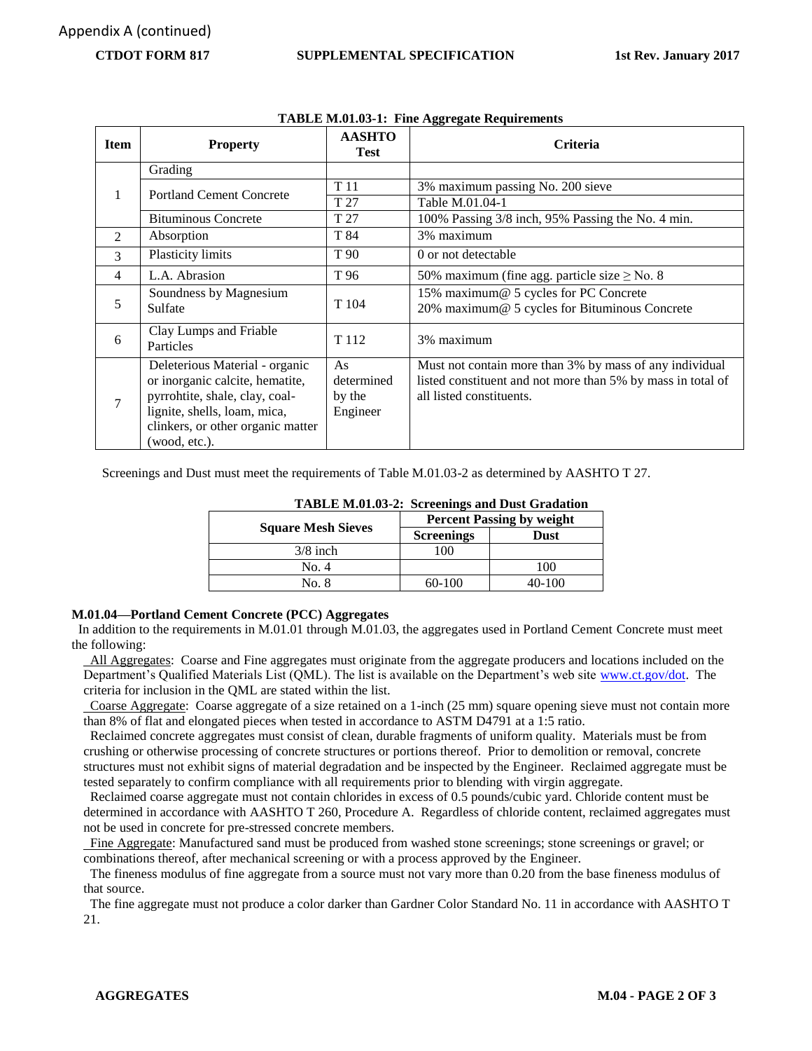Appendix A (continued)

**CTDOT FORM 817 SUPPLEMENTAL SPECIFICATION 1st Rev. January 2017**

**TABLE M.01.03-1: Fine Aggregate Requirements**

| Item | Property | AASHTO Test | Criteria |
|---|---|---|---|
| 1 | Grading | | |
| | Portland Cement Concrete | T 11 | 3% maximum passing No. 200 sieve |
| | | T 27 | Table M.01.04-1 |
| | Bituminous Concrete | T 27 | 100% Passing 3/8 inch, 95% Passing the No. 4 min. |
| 2 | Absorption | T 84 | 3% maximum |
| 3 | Plasticity limits | T 90 | 0 or not detectable |
| 4 | L.A. Abrasion | T 96 | 50% maximum (fine agg. particle size ≥ No. 8 |
| 5 | Soundness by Magnesium Sulfate | T 104 | 15% maximum@ 5 cycles for PC Concrete<br>20% maximum@ 5 cycles for Bituminous Concrete |
| 6 | Clay Lumps and Friable Particles | T 112 | 3% maximum |
| 7 | Deleterious Material - organic or inorganic calcite, hematite, pyrrohtite, shale, clay, coal-lignite, shells, loam, mica, clinkers, or other organic matter (wood, etc.). | As determined by the Engineer | Must not contain more than 3% by mass of any individual listed constituent and not more than 5% by mass in total of all listed constituents. |

Screenings and Dust must meet the requirements of Table M.01.03-2 as determined by AASHTO T 27.

**TABLE M.01.03-2: Screenings and Dust Gradation**

| Square Mesh Sieves | Percent Passing by weight | |
|---|---|---|
| | Screenings | Dust |
| 3/8 inch | 100 | |
| No. 4 | | 100 |
| No. 8 | 60-100 | 40-100 |

**M.01.04—Portland Cement Concrete (PCC) Aggregates**

In addition to the requirements in M.01.01 through M.01.03, the aggregates used in Portland Cement Concrete must meet the following:

All Aggregates: Coarse and Fine aggregates must originate from the aggregate producers and locations included on the Department's Qualified Materials List (QML). The list is available on the Department's web site www.ct.gov/dot. The criteria for inclusion in the QML are stated within the list.

Coarse Aggregate: Coarse aggregate of a size retained on a 1-inch (25 mm) square opening sieve must not contain more than 8% of flat and elongated pieces when tested in accordance to ASTM D4791 at a 1:5 ratio.

Reclaimed concrete aggregates must consist of clean, durable fragments of uniform quality. Materials must be from crushing or otherwise processing of concrete structures or portions thereof. Prior to demolition or removal, concrete structures must not exhibit signs of material degradation and be inspected by the Engineer. Reclaimed aggregate must be tested separately to confirm compliance with all requirements prior to blending with virgin aggregate.

Reclaimed coarse aggregate must not contain chlorides in excess of 0.5 pounds/cubic yard. Chloride content must be determined in accordance with AASHTO T 260, Procedure A. Regardless of chloride content, reclaimed aggregates must not be used in concrete for pre-stressed concrete members.

Fine Aggregate: Manufactured sand must be produced from washed stone screenings; stone screenings or gravel; or combinations thereof, after mechanical screening or with a process approved by the Engineer.

The fineness modulus of fine aggregate from a source must not vary more than 0.20 from the base fineness modulus of that source.

The fine aggregate must not produce a color darker than Gardner Color Standard No. 11 in accordance with AASHTO T 21.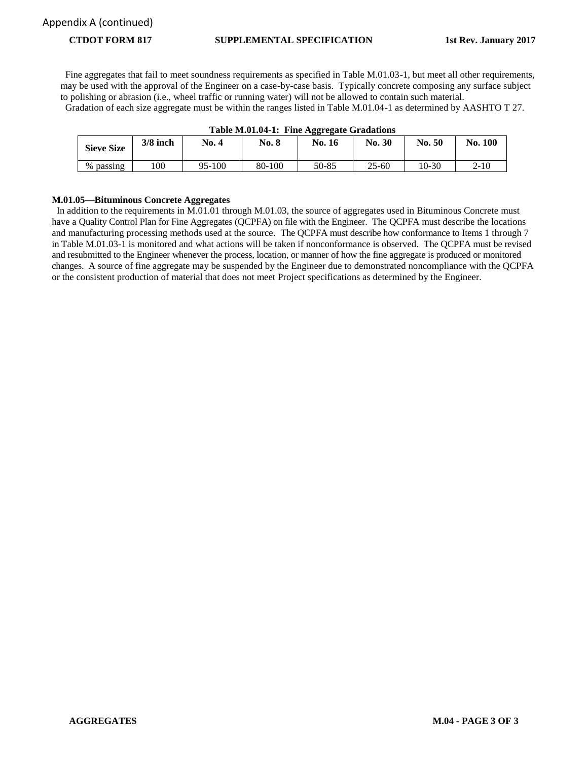Fine aggregates that fail to meet soundness requirements as specified in Table M.01.03-1, but meet all other requirements, may be used with the approval of the Engineer on a case-by-case basis. Typically concrete composing any surface subject to polishing or abrasion (i.e., wheel traffic or running water) will not be allowed to contain such material.

Gradation of each size aggregate must be within the ranges listed in Table M.01.04-1 as determined by AASHTO T 27.

**Table M.01.04-1: Fine Aggregate Gradations**

| Sieve Size | 3/8 inch | No. 4 | No. 8 | No. 16 | No. 30 | No. 50 | No. 100 |
|---|---|---|---|---|---|---|---|
| % passing | 100 | 95-100 | 80-100 | 50-85 | 25-60 | 10-30 | 2-10 |

### M.01.05—Bituminous Concrete Aggregates

In addition to the requirements in M.01.01 through M.01.03, the source of aggregates used in Bituminous Concrete must have a Quality Control Plan for Fine Aggregates (QCPFA) on file with the Engineer. The QCPFA must describe the locations and manufacturing processing methods used at the source. The QCPFA must describe how conformance to Items 1 through 7 in Table M.01.03-1 is monitored and what actions will be taken if nonconformance is observed. The QCPFA must be revised and resubmitted to the Engineer whenever the process, location, or manner of how the fine aggregate is produced or monitored changes. A source of fine aggregate may be suspended by the Engineer due to demonstrated noncompliance with the QCPFA or the consistent production of material that does not meet Project specifications as determined by the Engineer.